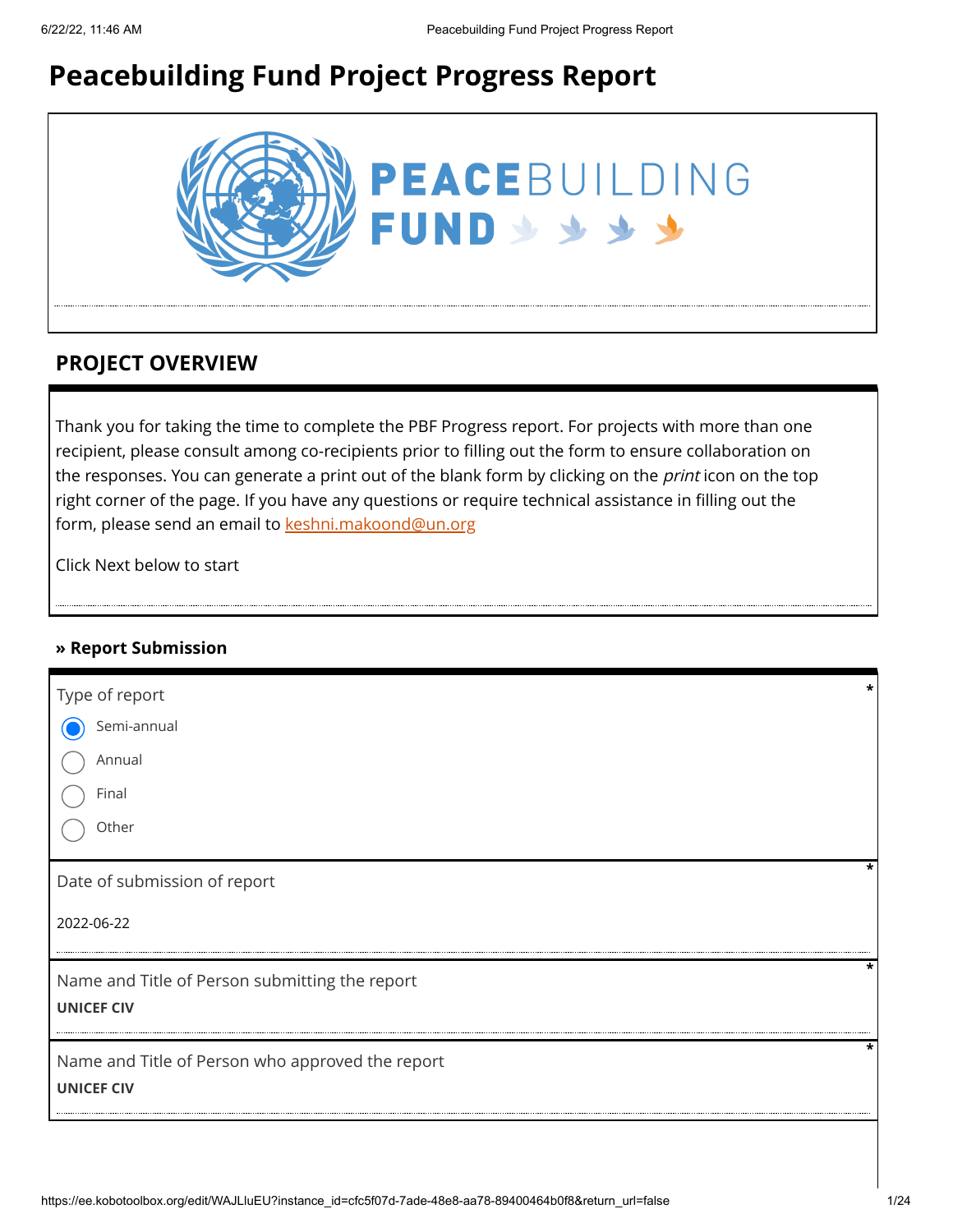# Peacebuilding Fund Project Progress Report

PEACEBUILDING FUND

## PROJECT OVERVIEW

Thank you for taking the time to complete the PBF Progress report. For projects with more than one recipient, please consult among co-recipients prior to filling out the form to ensure collaboration on the responses. You can generate a print out of the blank form by clicking on the *print* icon on the top right corner of the page. If you have any questions or require technical assistance in filling out the form, please send an email to keshni.makoond@un.org

Click Next below to start

### » Report Submission

Type of report *

- (●) Semi-annual
- ( ) Annual
- ( ) Final
- ( ) Other

Date of submission of report *

2022-06-22

Name and Title of Person submitting the report *

**UNICEF CIV**

Name and Title of Person who approved the report *

**UNICEF CIV**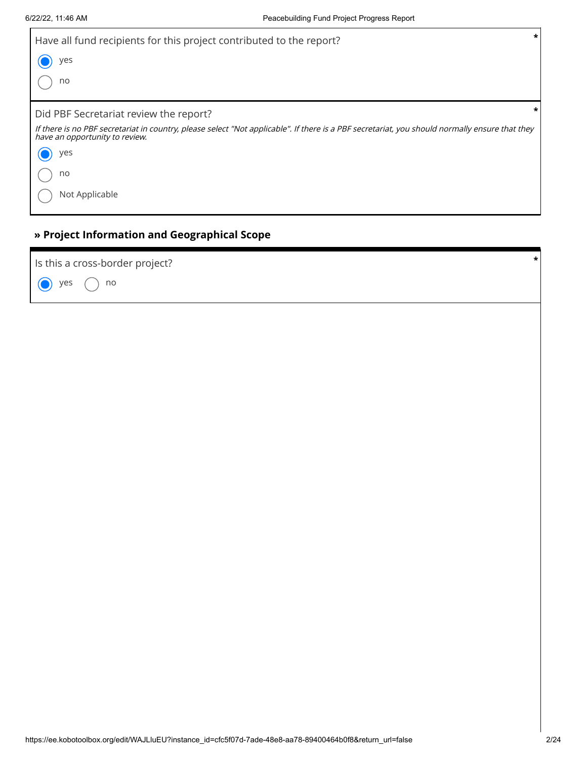Have all fund recipients for this project contributed to the report? *

- (x) yes
- ( ) no

Did PBF Secretariat review the report? *

*If there is no PBF secretariat in country, please select "Not applicable". If there is a PBF secretariat, you should normally ensure that they have an opportunity to review.*

- (x) yes
- ( ) no
- ( ) Not Applicable

## » Project Information and Geographical Scope

Is this a cross-border project? *

- (x) yes
- ( ) no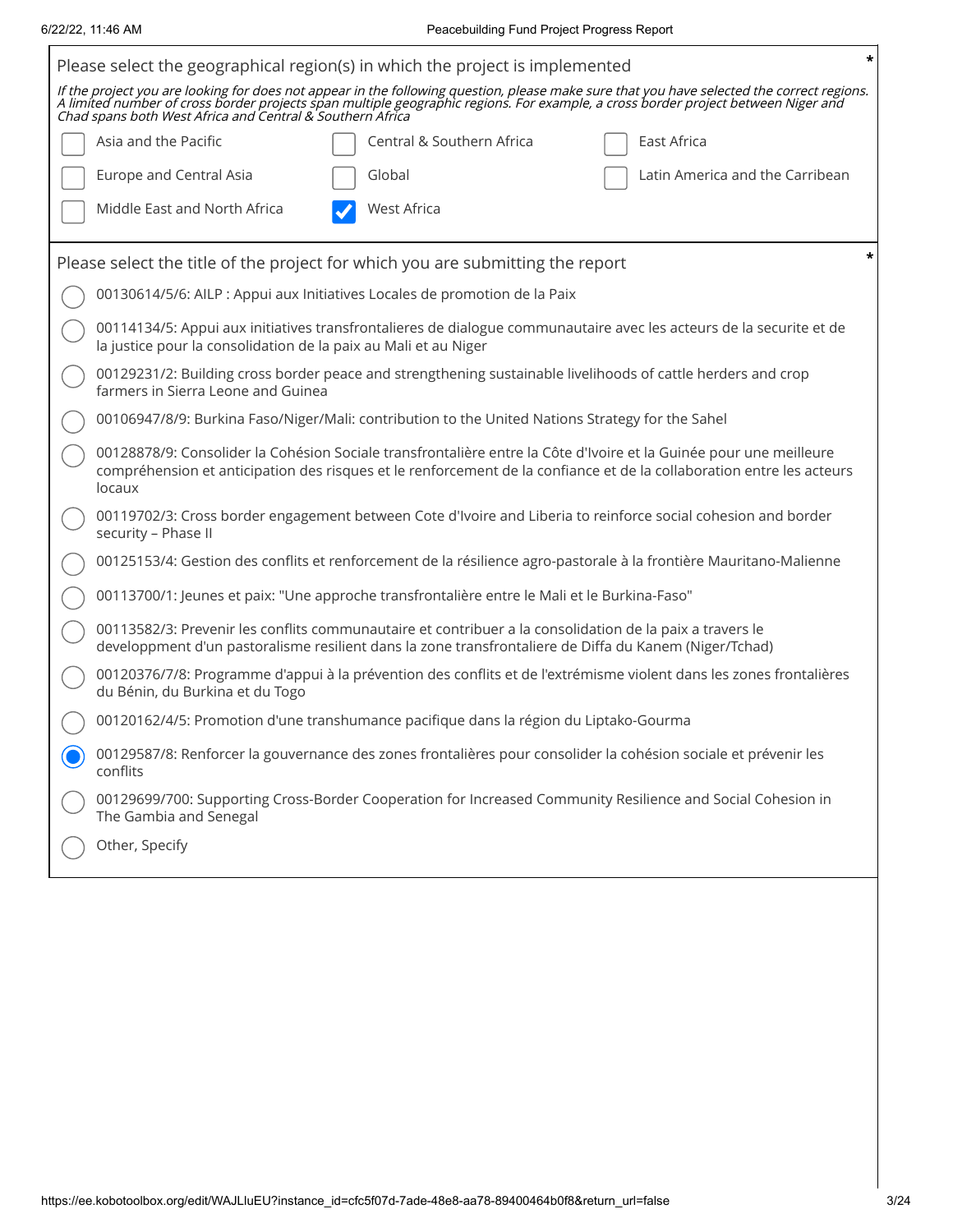Please select the geographical region(s) in which the project is implemented *

*If the project you are looking for does not appear in the following question, please make sure that you have selected the correct regions. A limited number of cross border projects span multiple geographic regions. For example, a cross border project between Niger and Chad spans both West Africa and Central & Southern Africa*

- [ ] Asia and the Pacific
- [ ] Central & Southern Africa
- [ ] East Africa
- [ ] Europe and Central Asia
- [ ] Global
- [ ] Latin America and the Carribean
- [ ] Middle East and North Africa
- [x] West Africa

Please select the title of the project for which you are submitting the report *

- ( ) 00130614/5/6: AILP : Appui aux Initiatives Locales de promotion de la Paix
- ( ) 00114134/5: Appui aux initiatives transfrontalieres de dialogue communautaire avec les acteurs de la securite et de la justice pour la consolidation de la paix au Mali et au Niger
- ( ) 00129231/2: Building cross border peace and strengthening sustainable livelihoods of cattle herders and crop farmers in Sierra Leone and Guinea
- ( ) 00106947/8/9: Burkina Faso/Niger/Mali: contribution to the United Nations Strategy for the Sahel
- ( ) 00128878/9: Consolider la Cohésion Sociale transfrontalière entre la Côte d'Ivoire et la Guinée pour une meilleure compréhension et anticipation des risques et le renforcement de la confiance et de la collaboration entre les acteurs locaux
- ( ) 00119702/3: Cross border engagement between Cote d'Ivoire and Liberia to reinforce social cohesion and border security – Phase II
- ( ) 00125153/4: Gestion des conflits et renforcement de la résilience agro-pastorale à la frontière Mauritano-Malienne
- ( ) 00113700/1: Jeunes et paix: "Une approche transfrontalière entre le Mali et le Burkina-Faso"
- ( ) 00113582/3: Prevenir les conflits communautaire et contribuer a la consolidation de la paix a travers le developpment d'un pastoralisme resilient dans la zone transfrontaliere de Diffa du Kanem (Niger/Tchad)
- ( ) 00120376/7/8: Programme d'appui à la prévention des conflits et de l'extrémisme violent dans les zones frontalières du Bénin, du Burkina et du Togo
- ( ) 00120162/4/5: Promotion d'une transhumance pacifique dans la région du Liptako-Gourma
- (•) 00129587/8: Renforcer la gouvernance des zones frontalières pour consolider la cohésion sociale et prévenir les conflits
- ( ) 00129699/700: Supporting Cross-Border Cooperation for Increased Community Resilience and Social Cohesion in The Gambia and Senegal
- ( ) Other, Specify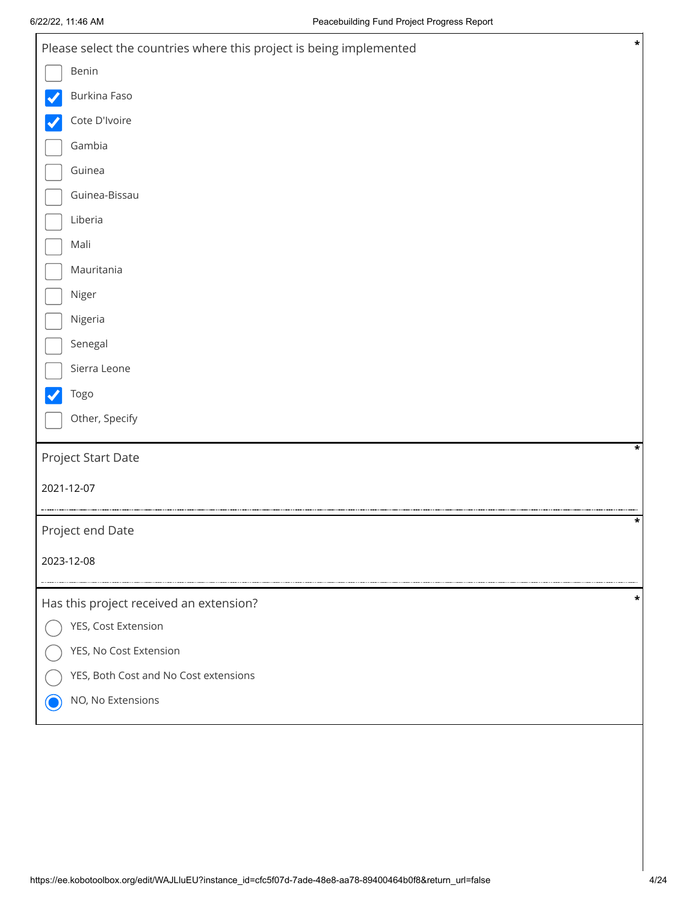**Please select the countries where this project is being implemented** *

- [ ] Benin
- [x] Burkina Faso
- [x] Cote D'Ivoire
- [ ] Gambia
- [ ] Guinea
- [ ] Guinea-Bissau
- [ ] Liberia
- [ ] Mali
- [ ] Mauritania
- [ ] Niger
- [ ] Nigeria
- [ ] Senegal
- [ ] Sierra Leone
- [x] Togo
- [ ] Other, Specify

**Project Start Date** *

2021-12-07

**Project end Date** *

2023-12-08

**Has this project received an extension?** *

- ( ) YES, Cost Extension
- ( ) YES, No Cost Extension
- ( ) YES, Both Cost and No Cost extensions
- (●) NO, No Extensions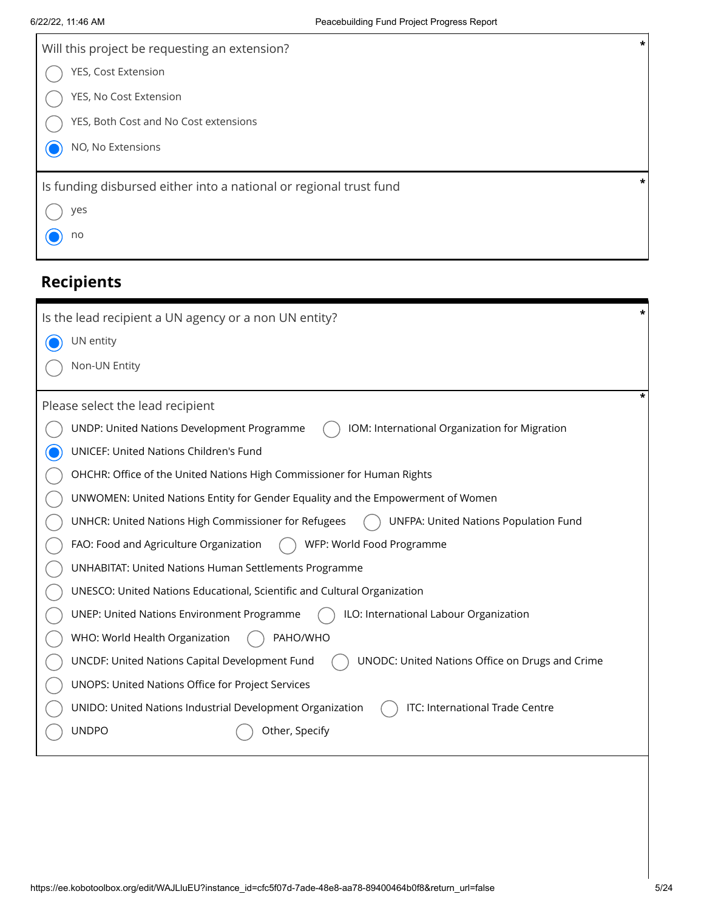Will this project be requesting an extension? *

- ( ) YES, Cost Extension
- ( ) YES, No Cost Extension
- ( ) YES, Both Cost and No Cost extensions
- (•) NO, No Extensions

Is funding disbursed either into a national or regional trust fund *

- ( ) yes
- (•) no

## Recipients

Is the lead recipient a UN agency or a non UN entity? *

- (•) UN entity
- ( ) Non-UN Entity

Please select the lead recipient *

- ( ) UNDP: United Nations Development Programme
- ( ) IOM: International Organization for Migration
- (•) UNICEF: United Nations Children's Fund
- ( ) OHCHR: Office of the United Nations High Commissioner for Human Rights
- ( ) UNWOMEN: United Nations Entity for Gender Equality and the Empowerment of Women
- ( ) UNHCR: United Nations High Commissioner for Refugees
- ( ) UNFPA: United Nations Population Fund
- ( ) FAO: Food and Agriculture Organization
- ( ) WFP: World Food Programme
- ( ) UNHABITAT: United Nations Human Settlements Programme
- ( ) UNESCO: United Nations Educational, Scientific and Cultural Organization
- ( ) UNEP: United Nations Environment Programme
- ( ) ILO: International Labour Organization
- ( ) WHO: World Health Organization
- ( ) PAHO/WHO
- ( ) UNCDF: United Nations Capital Development Fund
- ( ) UNODC: United Nations Office on Drugs and Crime
- ( ) UNOPS: United Nations Office for Project Services
- ( ) UNIDO: United Nations Industrial Development Organization
- ( ) ITC: International Trade Centre
- ( ) UNDPO
- ( ) Other, Specify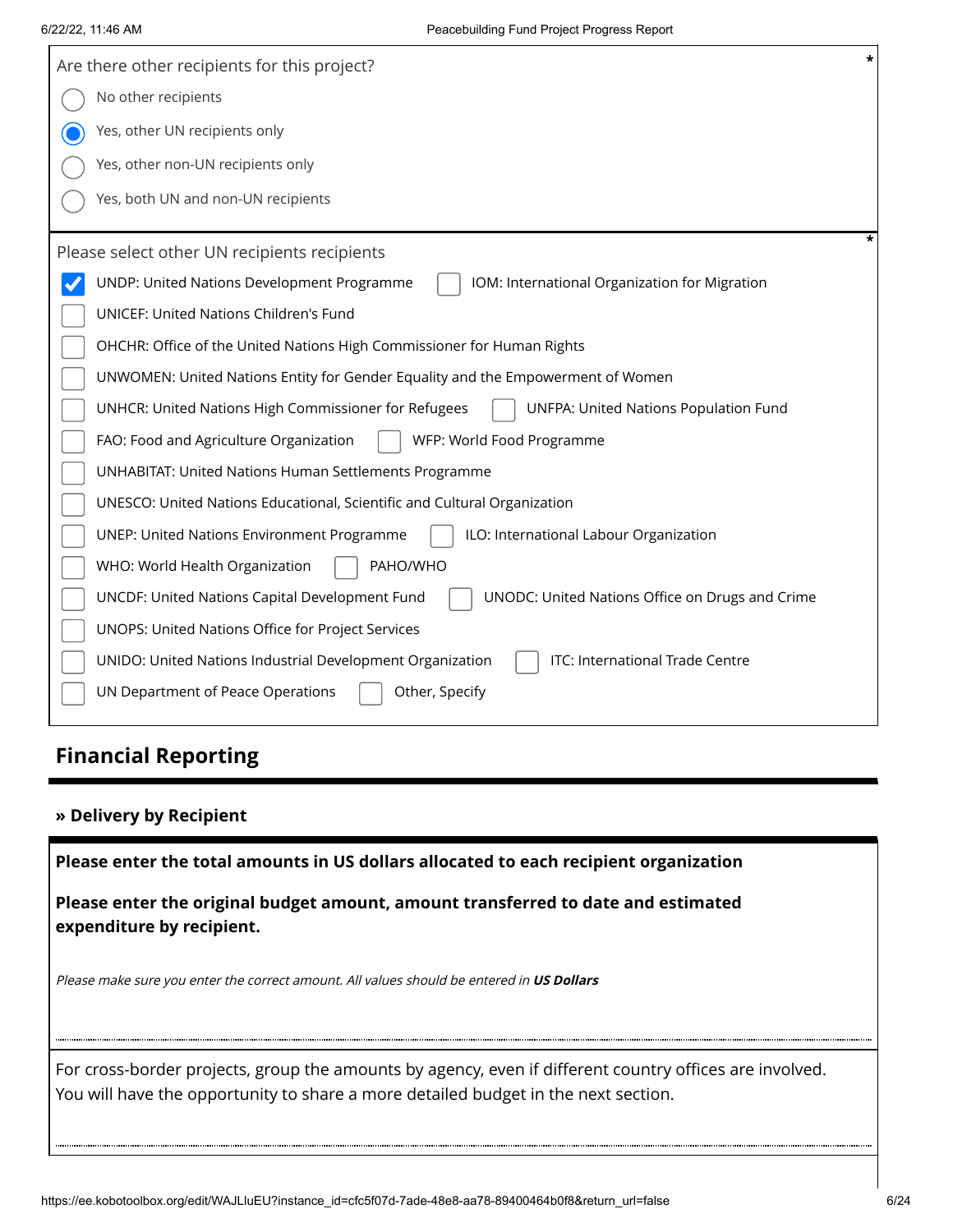Are there other recipients for this project? *

- ( ) No other recipients
- (x) Yes, other UN recipients only
- ( ) Yes, other non-UN recipients only
- ( ) Yes, both UN and non-UN recipients

Please select other UN recipients recipients *

- [x] UNDP: United Nations Development Programme
- [ ] IOM: International Organization for Migration
- [ ] UNICEF: United Nations Children's Fund
- [ ] OHCHR: Office of the United Nations High Commissioner for Human Rights
- [ ] UNWOMEN: United Nations Entity for Gender Equality and the Empowerment of Women
- [ ] UNHCR: United Nations High Commissioner for Refugees
- [ ] UNFPA: United Nations Population Fund
- [ ] FAO: Food and Agriculture Organization
- [ ] WFP: World Food Programme
- [ ] UNHABITAT: United Nations Human Settlements Programme
- [ ] UNESCO: United Nations Educational, Scientific and Cultural Organization
- [ ] UNEP: United Nations Environment Programme
- [ ] ILO: International Labour Organization
- [ ] WHO: World Health Organization
- [ ] PAHO/WHO
- [ ] UNCDF: United Nations Capital Development Fund
- [ ] UNODC: United Nations Office on Drugs and Crime
- [ ] UNOPS: United Nations Office for Project Services
- [ ] UNIDO: United Nations Industrial Development Organization
- [ ] ITC: International Trade Centre
- [ ] UN Department of Peace Operations
- [ ] Other, Specify

## Financial Reporting

### » Delivery by Recipient

**Please enter the total amounts in US dollars allocated to each recipient organization**

**Please enter the original budget amount, amount transferred to date and estimated expenditure by recipient.**

*Please make sure you enter the correct amount. All values should be entered in* ***US Dollars***

For cross-border projects, group the amounts by agency, even if different country offices are involved. You will have the opportunity to share a more detailed budget in the next section.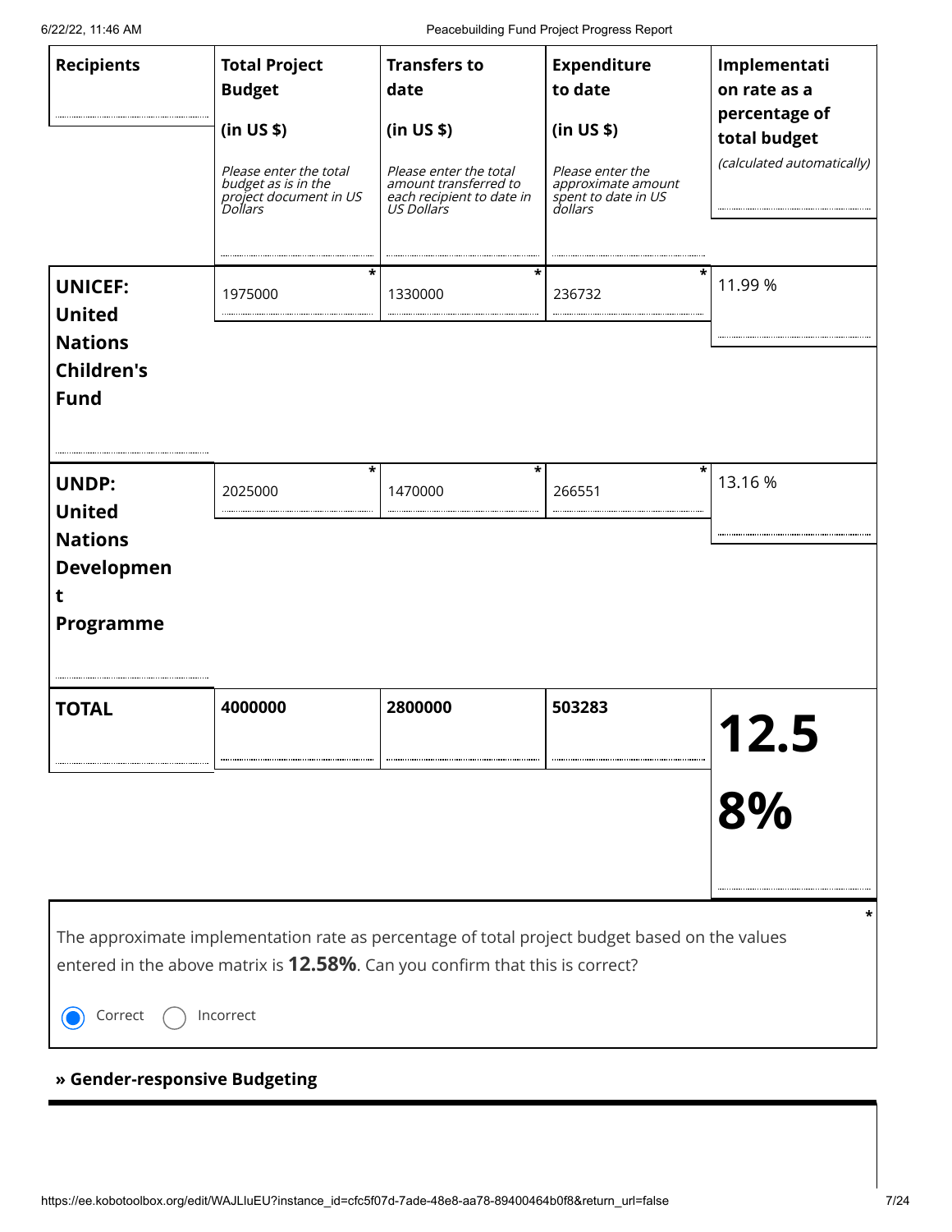| Recipients | Total Project Budget (in US $) *Please enter the total budget as is in the project document in US Dollars* | Transfers to date (in US $) *Please enter the total amount transferred to each recipient to date in US Dollars* | Expenditure to date (in US $) *Please enter the approximate amount spent to date in US dollars* | Implementation rate as a percentage of total budget *(calculated automatically)* |
|---|---|---|---|---|
| **UNICEF: United Nations Children's Fund** | 1975000 * | 1330000 * | 236732 * | 11.99 % |
| **UNDP: United Nations Development Programme** | 2025000 * | 1470000 * | 266551 * | 13.16 % |
| **TOTAL** | **4000000** | **2800000** | **503283** | **12.58%** |

The approximate implementation rate as percentage of total project budget based on the values entered in the above matrix is **12.58%**. Can you confirm that this is correct? *

(●) Correct ( ) Incorrect

**» Gender-responsive Budgeting**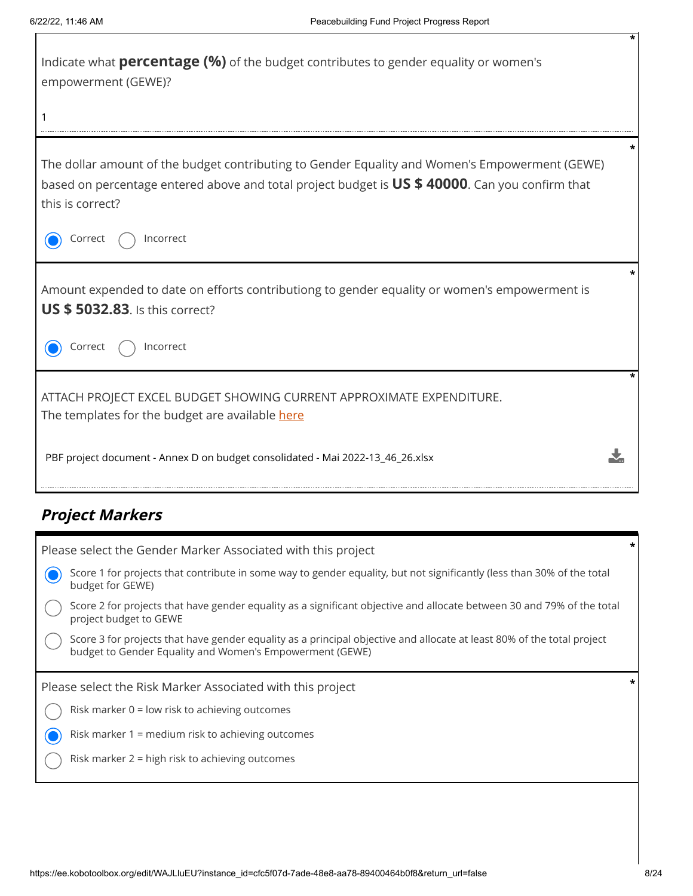Indicate what **percentage (%)** of the budget contributes to gender equality or women's empowerment (GEWE)? *

1

---

The dollar amount of the budget contributing to Gender Equality and Women's Empowerment (GEWE) based on percentage entered above and total project budget is **US $ 40000**. Can you confirm that this is correct? *

- (x) Correct
- ( ) Incorrect

---

Amount expended to date on efforts contributiong to gender equality or women's empowerment is **US $ 5032.83**. Is this correct? *

- (x) Correct
- ( ) Incorrect

---

ATTACH PROJECT EXCEL BUDGET SHOWING CURRENT APPROXIMATE EXPENDITURE. *
The templates for the budget are available here

PBF project document - Annex D on budget consolidated - Mai 2022-13_46_26.xlsx

## *Project Markers*

Please select the Gender Marker Associated with this project *

- (x) Score 1 for projects that contribute in some way to gender equality, but not significantly (less than 30% of the total budget for GEWE)
- ( ) Score 2 for projects that have gender equality as a significant objective and allocate between 30 and 79% of the total project budget to GEWE
- ( ) Score 3 for projects that have gender equality as a principal objective and allocate at least 80% of the total project budget to Gender Equality and Women's Empowerment (GEWE)

---

Please select the Risk Marker Associated with this project *

- ( ) Risk marker 0 = low risk to achieving outcomes
- (x) Risk marker 1 = medium risk to achieving outcomes
- ( ) Risk marker 2 = high risk to achieving outcomes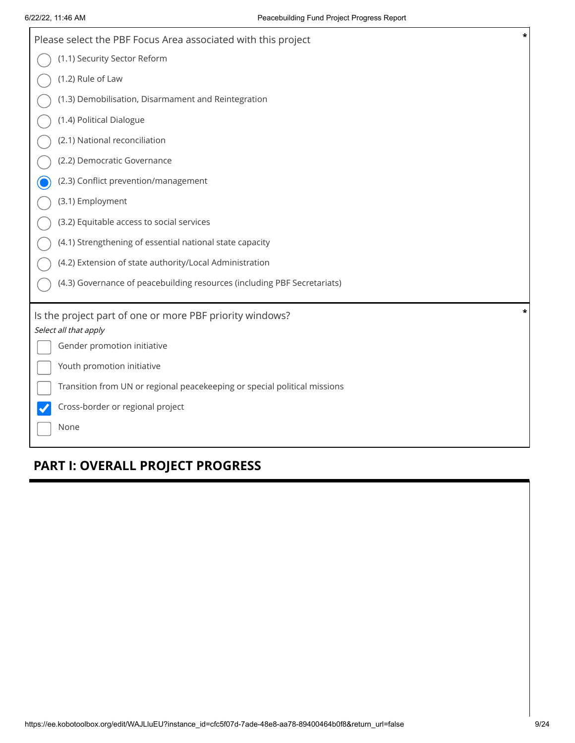Please select the PBF Focus Area associated with this project *

- ( ) (1.1) Security Sector Reform
- ( ) (1.2) Rule of Law
- ( ) (1.3) Demobilisation, Disarmament and Reintegration
- ( ) (1.4) Political Dialogue
- ( ) (2.1) National reconciliation
- ( ) (2.2) Democratic Governance
- (•) (2.3) Conflict prevention/management
- ( ) (3.1) Employment
- ( ) (3.2) Equitable access to social services
- ( ) (4.1) Strengthening of essential national state capacity
- ( ) (4.2) Extension of state authority/Local Administration
- ( ) (4.3) Governance of peacebuilding resources (including PBF Secretariats)

Is the project part of one or more PBF priority windows? *

*Select all that apply*

- [ ] Gender promotion initiative
- [ ] Youth promotion initiative
- [ ] Transition from UN or regional peacekeeping or special political missions
- [x] Cross-border or regional project
- [ ] None

## PART I: OVERALL PROJECT PROGRESS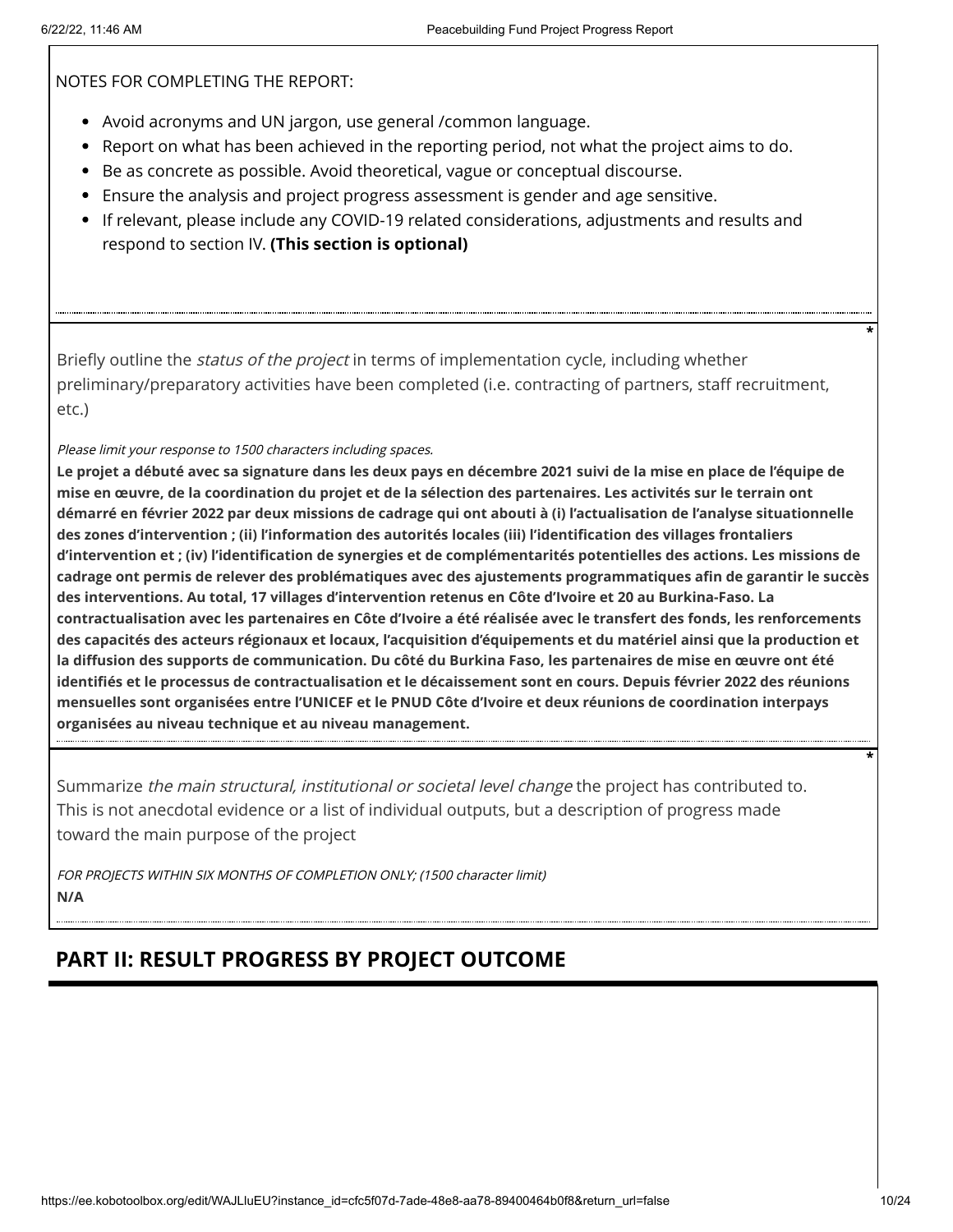NOTES FOR COMPLETING THE REPORT:

- Avoid acronyms and UN jargon, use general /common language.
- Report on what has been achieved in the reporting period, not what the project aims to do.
- Be as concrete as possible. Avoid theoretical, vague or conceptual discourse.
- Ensure the analysis and project progress assessment is gender and age sensitive.
- If relevant, please include any COVID-19 related considerations, adjustments and results and respond to section IV. **(This section is optional)**

*

Briefly outline the *status of the project* in terms of implementation cycle, including whether preliminary/preparatory activities have been completed (i.e. contracting of partners, staff recruitment, etc.)

*Please limit your response to 1500 characters including spaces.*

**Le projet a débuté avec sa signature dans les deux pays en décembre 2021 suivi de la mise en place de l'équipe de mise en œuvre, de la coordination du projet et de la sélection des partenaires. Les activités sur le terrain ont démarré en février 2022 par deux missions de cadrage qui ont abouti à (i) l'actualisation de l'analyse situationnelle des zones d'intervention ; (ii) l'information des autorités locales (iii) l'identification des villages frontaliers d'intervention et ; (iv) l'identification de synergies et de complémentarités potentielles des actions. Les missions de cadrage ont permis de relever des problématiques avec des ajustements programmatiques afin de garantir le succès des interventions. Au total, 17 villages d'intervention retenus en Côte d'Ivoire et 20 au Burkina-Faso. La contractualisation avec les partenaires en Côte d'Ivoire a été réalisée avec le transfert des fonds, les renforcements des capacités des acteurs régionaux et locaux, l'acquisition d'équipements et du matériel ainsi que la production et la diffusion des supports de communication. Du côté du Burkina Faso, les partenaires de mise en œuvre ont été identifiés et le processus de contractualisation et le décaissement sont en cours. Depuis février 2022 des réunions mensuelles sont organisées entre l'UNICEF et le PNUD Côte d'Ivoire et deux réunions de coordination interpays organisées au niveau technique et au niveau management.**

*

Summarize *the main structural, institutional or societal level change* the project has contributed to. This is not anecdotal evidence or a list of individual outputs, but a description of progress made toward the main purpose of the project

*FOR PROJECTS WITHIN SIX MONTHS OF COMPLETION ONLY; (1500 character limit)*

**N/A**

## PART II: RESULT PROGRESS BY PROJECT OUTCOME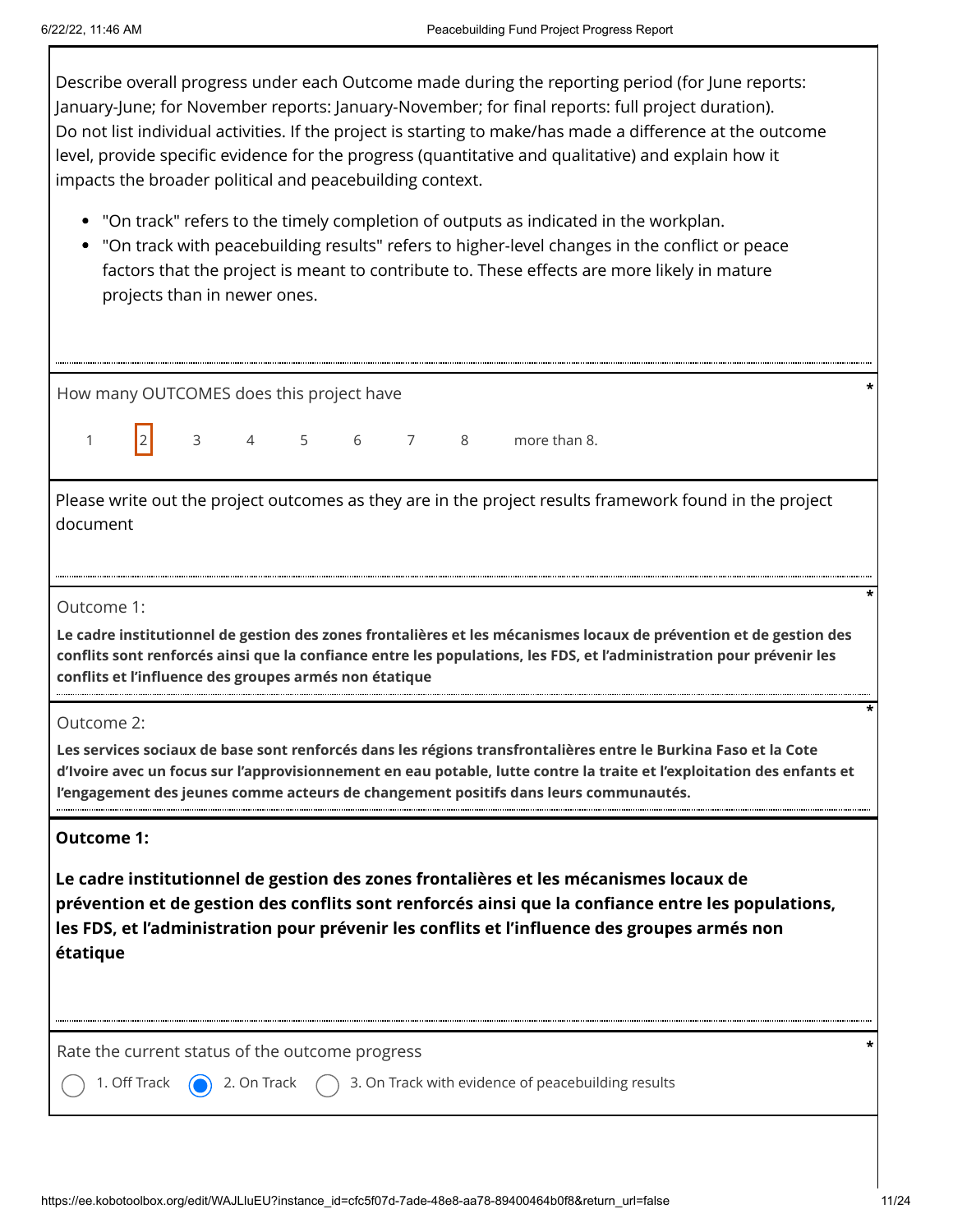Describe overall progress under each Outcome made during the reporting period (for June reports: January-June; for November reports: January-November; for final reports: full project duration). Do not list individual activities. If the project is starting to make/has made a difference at the outcome level, provide specific evidence for the progress (quantitative and qualitative) and explain how it impacts the broader political and peacebuilding context.

- "On track" refers to the timely completion of outputs as indicated in the workplan.
- "On track with peacebuilding results" refers to higher-level changes in the conflict or peace factors that the project is meant to contribute to. These effects are more likely in mature projects than in newer ones.

How many OUTCOMES does this project have *

1 **[2]** 3 4 5 6 7 8 more than 8.

Please write out the project outcomes as they are in the project results framework found in the project document

Outcome 1: *

**Le cadre institutionnel de gestion des zones frontalières et les mécanismes locaux de prévention et de gestion des conflits sont renforcés ainsi que la confiance entre les populations, les FDS, et l'administration pour prévenir les conflits et l'influence des groupes armés non étatique**

Outcome 2: *

**Les services sociaux de base sont renforcés dans les régions transfrontalières entre le Burkina Faso et la Cote d'Ivoire avec un focus sur l'approvisionnement en eau potable, lutte contre la traite et l'exploitation des enfants et l'engagement des jeunes comme acteurs de changement positifs dans leurs communautés.**

## Outcome 1:

## Le cadre institutionnel de gestion des zones frontalières et les mécanismes locaux de prévention et de gestion des conflits sont renforcés ainsi que la confiance entre les populations, les FDS, et l'administration pour prévenir les conflits et l'influence des groupes armés non étatique

Rate the current status of the outcome progress *

- ○ 1. Off Track
- ◉ 2. On Track
- ○ 3. On Track with evidence of peacebuilding results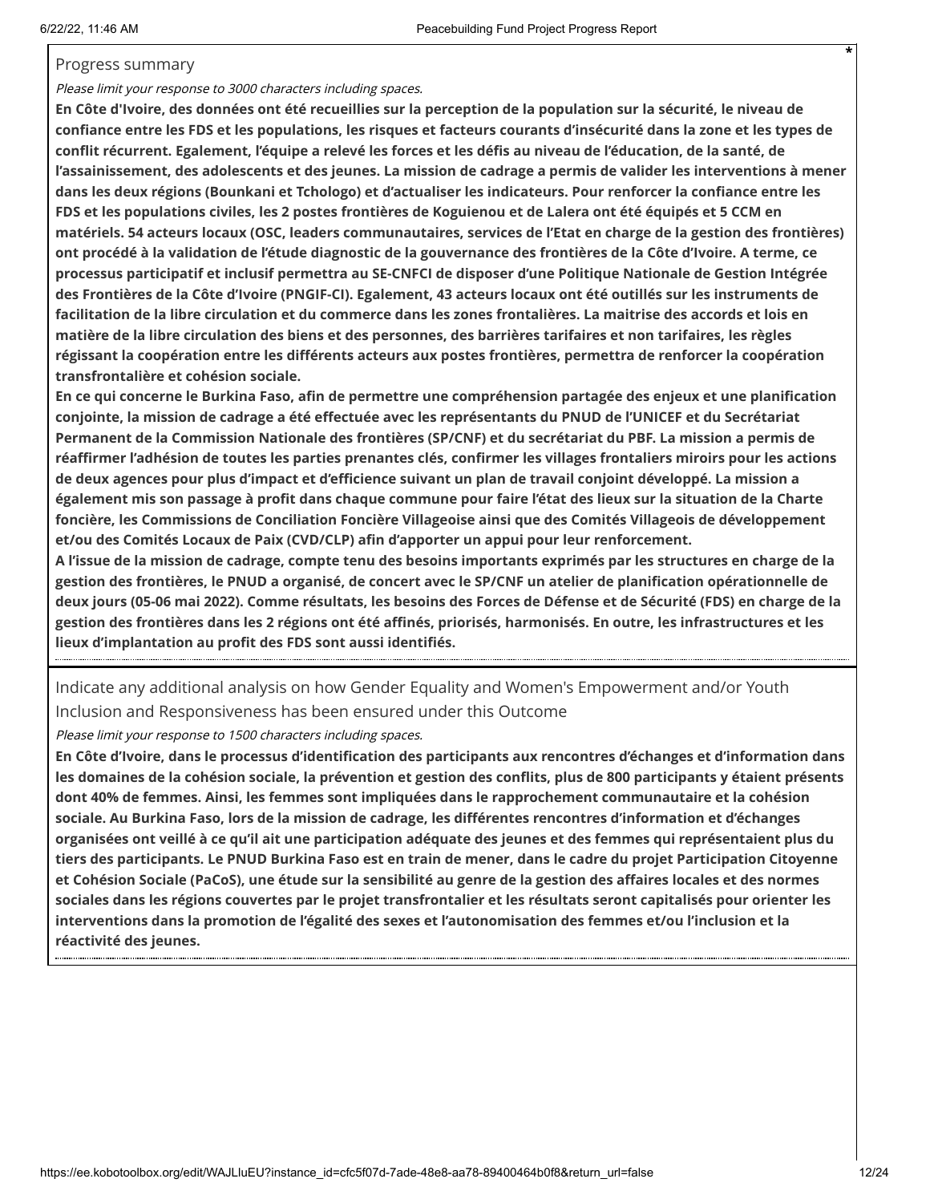Progress summary

*Please limit your response to 3000 characters including spaces.*

**En Côte d'Ivoire, des données ont été recueillies sur la perception de la population sur la sécurité, le niveau de confiance entre les FDS et les populations, les risques et facteurs courants d'insécurité dans la zone et les types de conflit récurrent. Egalement, l'équipe a relevé les forces et les défis au niveau de l'éducation, de la santé, de l'assainissement, des adolescents et des jeunes. La mission de cadrage a permis de valider les interventions à mener dans les deux régions (Bounkani et Tchologo) et d'actualiser les indicateurs. Pour renforcer la confiance entre les FDS et les populations civiles, les 2 postes frontières de Koguienou et de Lalera ont été équipés et 5 CCM en matériels. 54 acteurs locaux (OSC, leaders communautaires, services de l'Etat en charge de la gestion des frontières) ont procédé à la validation de l'étude diagnostic de la gouvernance des frontières de la Côte d'Ivoire. A terme, ce processus participatif et inclusif permettra au SE-CNFCI de disposer d'une Politique Nationale de Gestion Intégrée des Frontières de la Côte d'Ivoire (PNGIF-CI). Egalement, 43 acteurs locaux ont été outillés sur les instruments de facilitation de la libre circulation et du commerce dans les zones frontalières. La maitrise des accords et lois en matière de la libre circulation des biens et des personnes, des barrières tarifaires et non tarifaires, les règles régissant la coopération entre les différents acteurs aux postes frontières, permettra de renforcer la coopération transfrontalière et cohésion sociale.**

**En ce qui concerne le Burkina Faso, afin de permettre une compréhension partagée des enjeux et une planification conjointe, la mission de cadrage a été effectuée avec les représentants du PNUD de l'UNICEF et du Secrétariat Permanent de la Commission Nationale des frontières (SP/CNF) et du secrétariat du PBF. La mission a permis de réaffirmer l'adhésion de toutes les parties prenantes clés, confirmer les villages frontaliers miroirs pour les actions de deux agences pour plus d'impact et d'efficience suivant un plan de travail conjoint développé. La mission a également mis son passage à profit dans chaque commune pour faire l'état des lieux sur la situation de la Charte foncière, les Commissions de Conciliation Foncière Villageoise ainsi que des Comités Villageois de développement et/ou des Comités Locaux de Paix (CVD/CLP) afin d'apporter un appui pour leur renforcement.**

**A l'issue de la mission de cadrage, compte tenu des besoins importants exprimés par les structures en charge de la gestion des frontières, le PNUD a organisé, de concert avec le SP/CNF un atelier de planification opérationnelle de deux jours (05-06 mai 2022). Comme résultats, les besoins des Forces de Défense et de Sécurité (FDS) en charge de la gestion des frontières dans les 2 régions ont été affinés, priorisés, harmonisés. En outre, les infrastructures et les lieux d'implantation au profit des FDS sont aussi identifiés.**

Indicate any additional analysis on how Gender Equality and Women's Empowerment and/or Youth Inclusion and Responsiveness has been ensured under this Outcome

*Please limit your response to 1500 characters including spaces.*

**En Côte d'Ivoire, dans le processus d'identification des participants aux rencontres d'échanges et d'information dans les domaines de la cohésion sociale, la prévention et gestion des conflits, plus de 800 participants y étaient présents dont 40% de femmes. Ainsi, les femmes sont impliquées dans le rapprochement communautaire et la cohésion sociale. Au Burkina Faso, lors de la mission de cadrage, les différentes rencontres d'information et d'échanges organisées ont veillé à ce qu'il ait une participation adéquate des jeunes et des femmes qui représentaient plus du tiers des participants. Le PNUD Burkina Faso est en train de mener, dans le cadre du projet Participation Citoyenne et Cohésion Sociale (PaCoS), une étude sur la sensibilité au genre de la gestion des affaires locales et des normes sociales dans les régions couvertes par le projet transfrontalier et les résultats seront capitalisés pour orienter les interventions dans la promotion de l'égalité des sexes et l'autonomisation des femmes et/ou l'inclusion et la réactivité des jeunes.**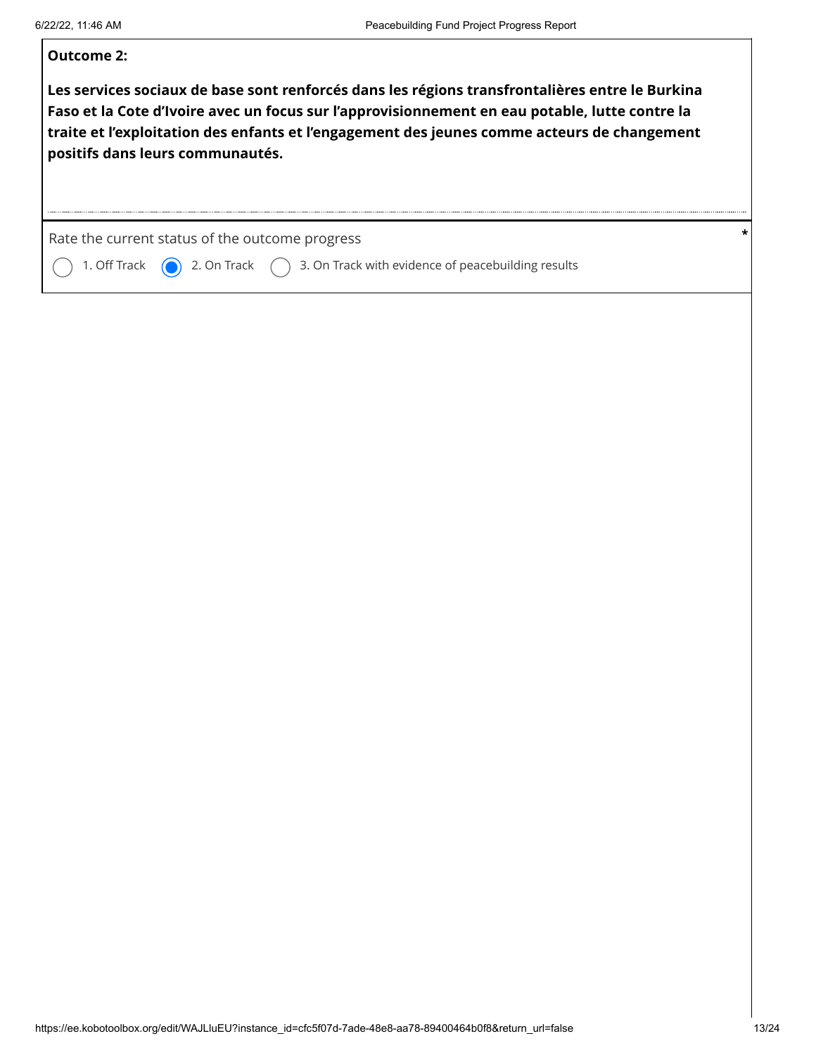**Outcome 2:**

**Les services sociaux de base sont renforcés dans les régions transfrontalières entre le Burkina Faso et la Cote d'Ivoire avec un focus sur l'approvisionnement en eau potable, lutte contre la traite et l'exploitation des enfants et l'engagement des jeunes comme acteurs de changement positifs dans leurs communautés.**

Rate the current status of the outcome progress *

- ○ 1. Off Track
- ◉ 2. On Track
- ○ 3. On Track with evidence of peacebuilding results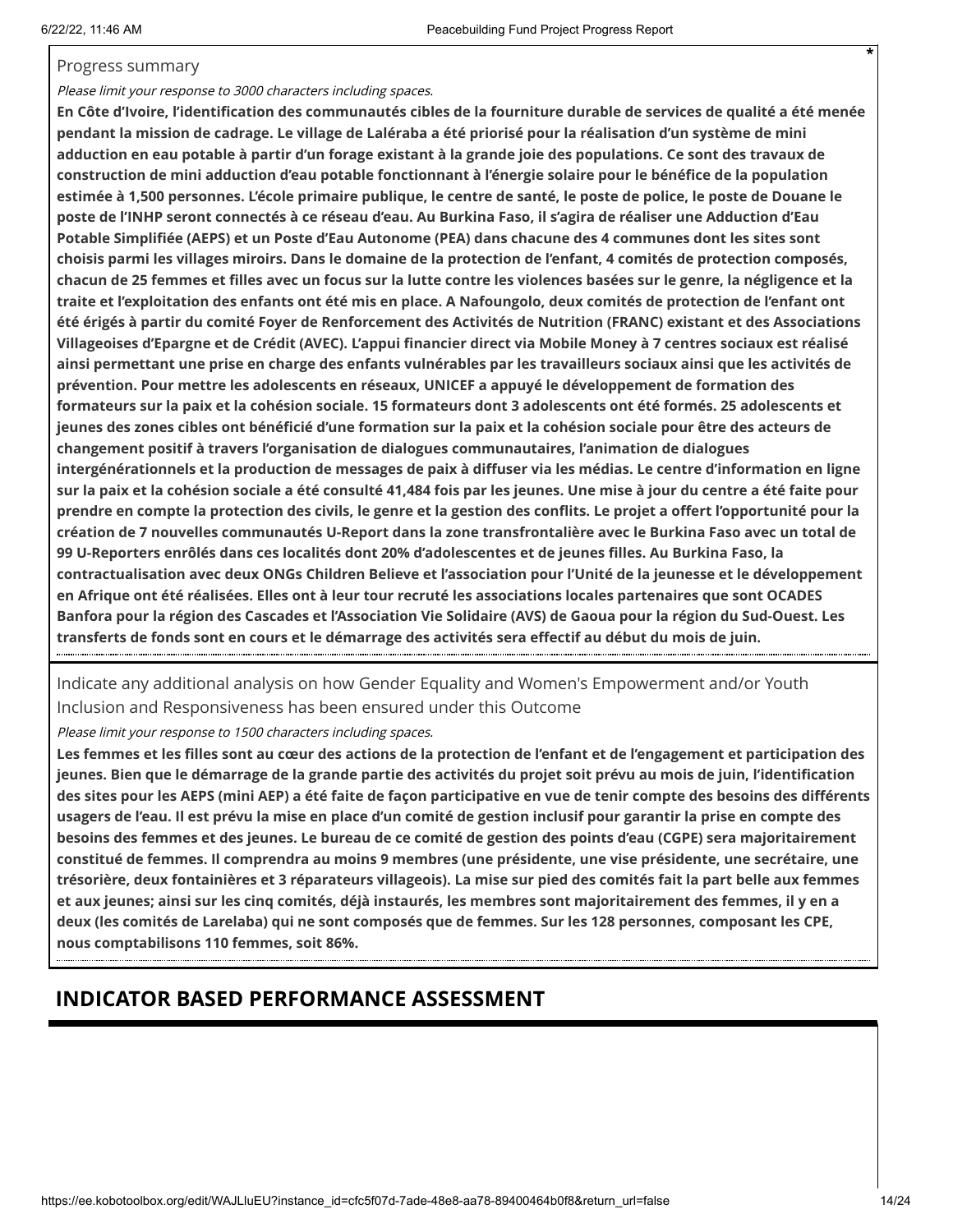Progress summary

*Please limit your response to 3000 characters including spaces.*

**En Côte d'Ivoire, l'identification des communautés cibles de la fourniture durable de services de qualité a été menée pendant la mission de cadrage. Le village de Laléraba a été priorisé pour la réalisation d'un système de mini adduction en eau potable à partir d'un forage existant à la grande joie des populations. Ce sont des travaux de construction de mini adduction d'eau potable fonctionnant à l'énergie solaire pour le bénéfice de la population estimée à 1,500 personnes. L'école primaire publique, le centre de santé, le poste de police, le poste de Douane le poste de l'INHP seront connectés à ce réseau d'eau. Au Burkina Faso, il s'agira de réaliser une Adduction d'Eau Potable Simplifiée (AEPS) et un Poste d'Eau Autonome (PEA) dans chacune des 4 communes dont les sites sont choisis parmi les villages miroirs. Dans le domaine de la protection de l'enfant, 4 comités de protection composés, chacun de 25 femmes et filles avec un focus sur la lutte contre les violences basées sur le genre, la négligence et la traite et l'exploitation des enfants ont été mis en place. A Nafoungolo, deux comités de protection de l'enfant ont été érigés à partir du comité Foyer de Renforcement des Activités de Nutrition (FRANC) existant et des Associations Villageoises d'Epargne et de Crédit (AVEC). L'appui financier direct via Mobile Money à 7 centres sociaux est réalisé ainsi permettant une prise en charge des enfants vulnérables par les travailleurs sociaux ainsi que les activités de prévention. Pour mettre les adolescents en réseaux, UNICEF a appuyé le développement de formation des formateurs sur la paix et la cohésion sociale. 15 formateurs dont 3 adolescents ont été formés. 25 adolescents et jeunes des zones cibles ont bénéficié d'une formation sur la paix et la cohésion sociale pour être des acteurs de changement positif à travers l'organisation de dialogues communautaires, l'animation de dialogues intergénérationnels et la production de messages de paix à diffuser via les médias. Le centre d'information en ligne sur la paix et la cohésion sociale a été consulté 41,484 fois par les jeunes. Une mise à jour du centre a été faite pour prendre en compte la protection des civils, le genre et la gestion des conflits. Le projet a offert l'opportunité pour la création de 7 nouvelles communautés U-Report dans la zone transfrontalière avec le Burkina Faso avec un total de 99 U-Reporters enrôlés dans ces localités dont 20% d'adolescentes et de jeunes filles. Au Burkina Faso, la contractualisation avec deux ONGs Children Believe et l'association pour l'Unité de la jeunesse et le développement en Afrique ont été réalisées. Elles ont à leur tour recruté les associations locales partenaires que sont OCADES Banfora pour la région des Cascades et l'Association Vie Solidaire (AVS) de Gaoua pour la région du Sud-Ouest. Les transferts de fonds sont en cours et le démarrage des activités sera effectif au début du mois de juin.**

Indicate any additional analysis on how Gender Equality and Women's Empowerment and/or Youth Inclusion and Responsiveness has been ensured under this Outcome

*Please limit your response to 1500 characters including spaces.*

**Les femmes et les filles sont au cœur des actions de la protection de l'enfant et de l'engagement et participation des jeunes. Bien que le démarrage de la grande partie des activités du projet soit prévu au mois de juin, l'identification des sites pour les AEPS (mini AEP) a été faite de façon participative en vue de tenir compte des besoins des différents usagers de l'eau. Il est prévu la mise en place d'un comité de gestion inclusif pour garantir la prise en compte des besoins des femmes et des jeunes. Le bureau de ce comité de gestion des points d'eau (CGPE) sera majoritairement constitué de femmes. Il comprendra au moins 9 membres (une présidente, une vise présidente, une secrétaire, une trésorière, deux fontainières et 3 réparateurs villageois). La mise sur pied des comités fait la part belle aux femmes et aux jeunes; ainsi sur les cinq comités, déjà instaurés, les membres sont majoritairement des femmes, il y en a deux (les comités de Larelaba) qui ne sont composés que de femmes. Sur les 128 personnes, composant les CPE, nous comptabilisons 110 femmes, soit 86%.**

## INDICATOR BASED PERFORMANCE ASSESSMENT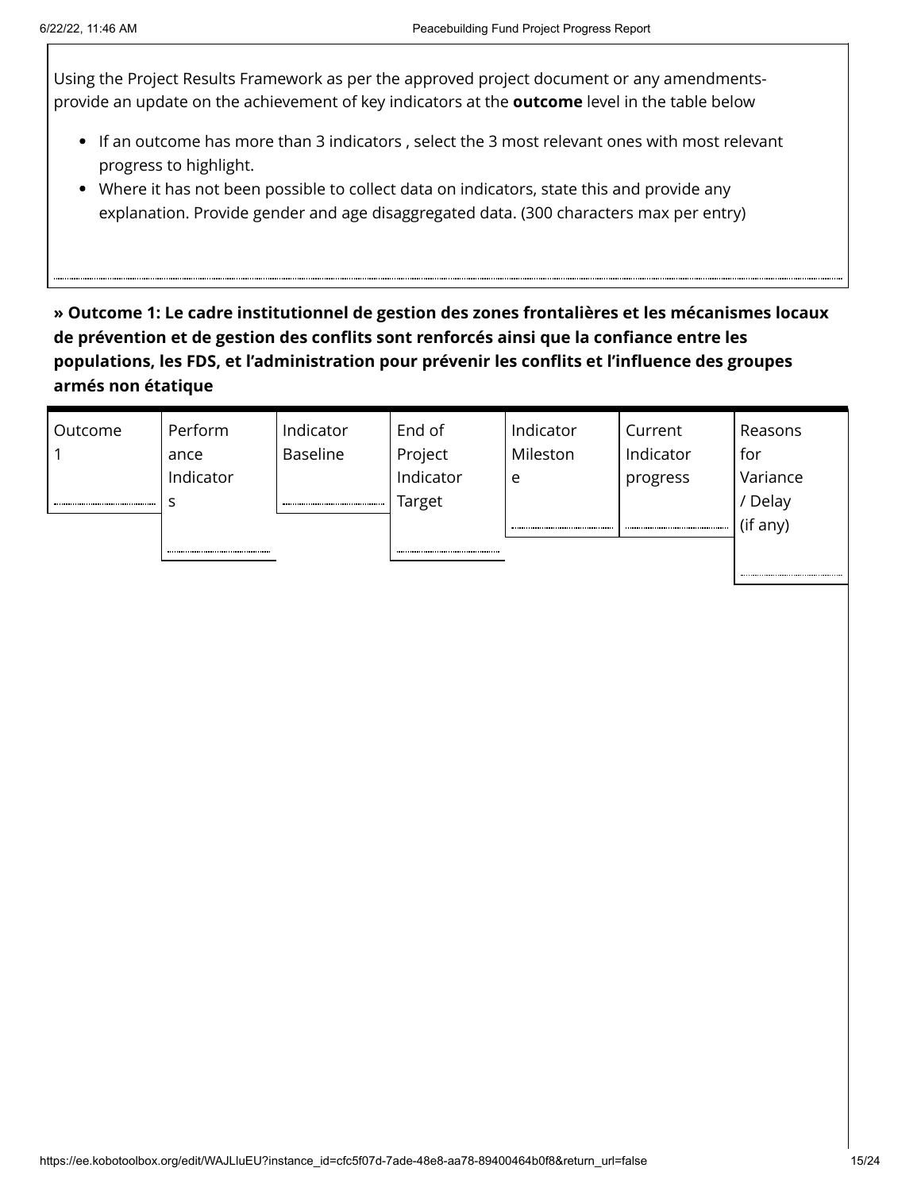Using the Project Results Framework as per the approved project document or any amendments- provide an update on the achievement of key indicators at the **outcome** level in the table below

- If an outcome has more than 3 indicators , select the 3 most relevant ones with most relevant progress to highlight.
- Where it has not been possible to collect data on indicators, state this and provide any explanation. Provide gender and age disaggregated data. (300 characters max per entry)

**» Outcome 1: Le cadre institutionnel de gestion des zones frontalières et les mécanismes locaux de prévention et de gestion des conflits sont renforcés ainsi que la confiance entre les populations, les FDS, et l'administration pour prévenir les conflits et l'influence des groupes armés non étatique**

| Outcome 1 | Performance Indicators | Indicator Baseline | End of Project Indicator Target | Indicator Milestone | Current Indicator progress | Reasons for Variance / Delay (if any) |
|---|---|---|---|---|---|---|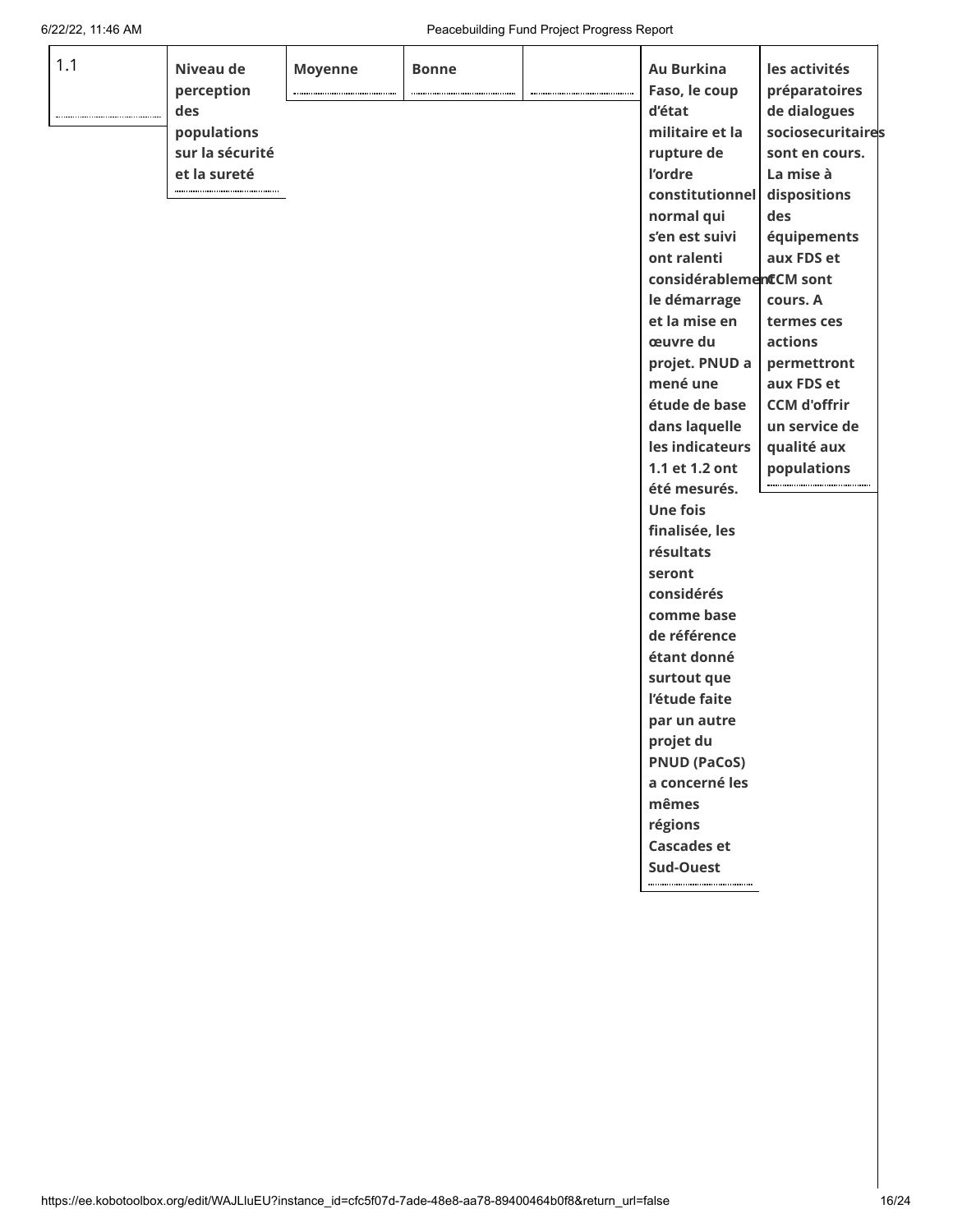| 1.1 | Niveau de perception des populations sur la sécurité et la sureté | Moyenne | Bonne | | Au Burkina Faso, le coup d'état militaire et la rupture de l'ordre constitutionnel normal qui s'en est suivi ont ralenti considérablement le démarrage et la mise en œuvre du projet. PNUD a mené une étude de base dans laquelle les indicateurs 1.1 et 1.2 ont été mesurés. Une fois finalisée, les résultats seront considérés comme base de référence étant donné surtout que l'étude faite par un autre projet du PNUD (PaCoS) a concerné les mêmes régions Cascades et Sud-Ouest | les activités préparatoires de dialogues sociosecuritaires sont en cours. La mise à dispositions des équipements aux FDS et CCM sont cours. A termes ces actions permettront aux FDS et CCM d'offrir un service de qualité aux populations |
|---|---|---|---|---|---|---|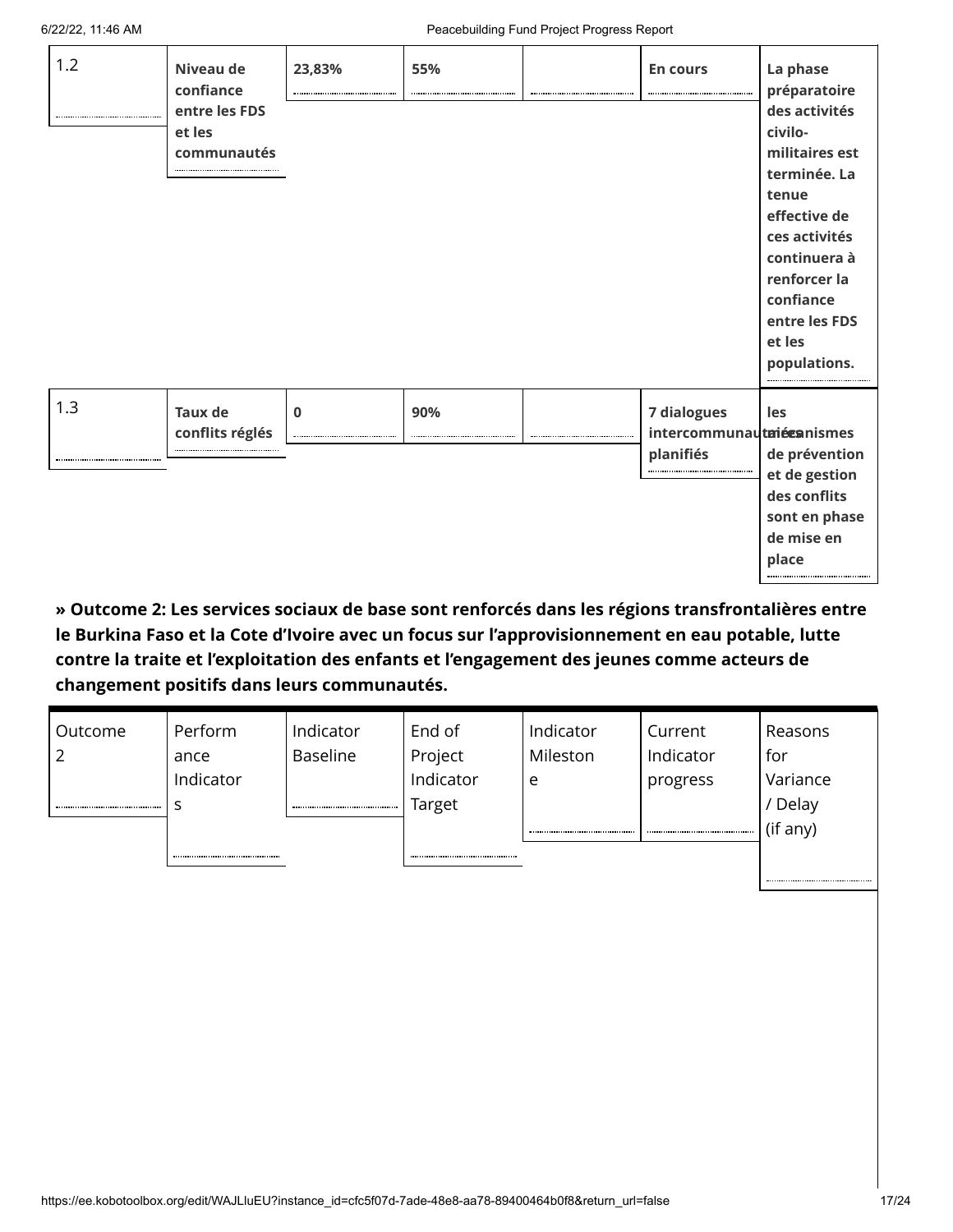| | | | | | | |
|---|---|---|---|---|---|---|
| 1.2 | **Niveau de confiance entre les FDS et les communautés** | **23,83%** | **55%** | | **En cours** | **La phase préparatoire des activités civilo-militaires est terminée. La tenue effective de ces activités continuera à renforcer la confiance entre les FDS et les populations.** |
| 1.3 | **Taux de conflits réglés** | **0** | **90%** | | **7 dialogues intercommunautaires planifiés** | **les mécanismes de prévention et de gestion des conflits sont en phase de mise en place** |

**» Outcome 2: Les services sociaux de base sont renforcés dans les régions transfrontalières entre le Burkina Faso et la Cote d'Ivoire avec un focus sur l'approvisionnement en eau potable, lutte contre la traite et l'exploitation des enfants et l'engagement des jeunes comme acteurs de changement positifs dans leurs communautés.**

| Outcome 2 | Performance Indicators | Indicator Baseline | End of Project Indicator Target | Indicator Milestone | Current Indicator progress | Reasons for Variance / Delay (if any) |
|---|---|---|---|---|---|---|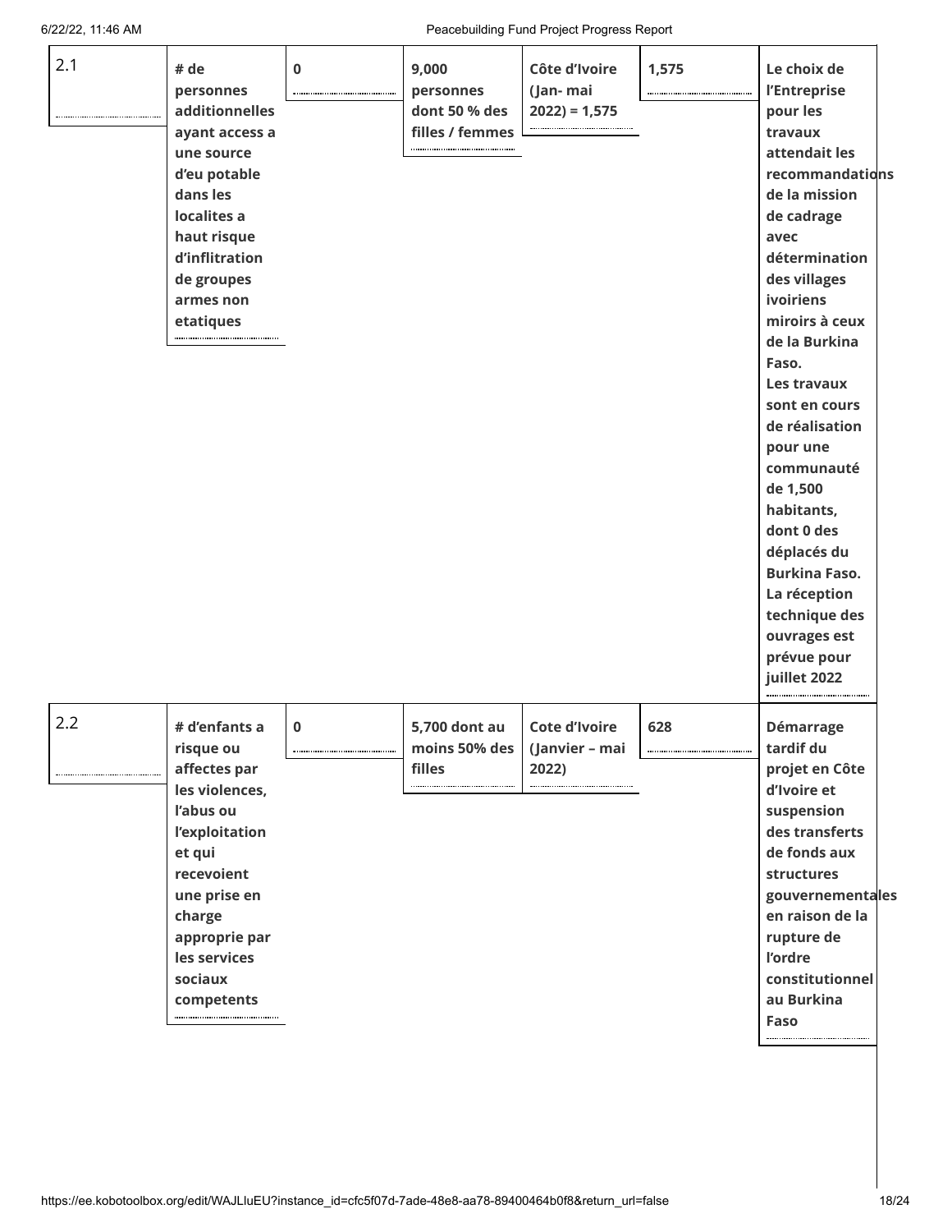| 2.1 | # de personnes additionnelles ayant access a une source d'eu potable dans les localites a haut risque d'inflitration de groupes armes non etatiques | 0 | 9,000 personnes dont 50 % des filles / femmes | Côte d'Ivoire (Jan- mai 2022) = 1,575 | 1,575 | Le choix de l'Entreprise pour les travaux attendait les recommandations de la mission de cadrage avec détermination des villages ivoiriens miroirs à ceux de la Burkina Faso. Les travaux sont en cours de réalisation pour une communauté de 1,500 habitants, dont 0 des déplacés du Burkina Faso. La réception technique des ouvrages est prévue pour juillet 2022 |
|---|---|---|---|---|---|---|
| 2.2 | # d'enfants a risque ou affectes par les violences, l'abus ou l'exploitation et qui recevoient une prise en charge approprie par les services sociaux competents | 0 | 5,700 dont au moins 50% des filles | Cote d'Ivoire (Janvier – mai 2022) | 628 | Démarrage tardif du projet en Côte d'Ivoire et suspension des transferts de fonds aux structures gouvernementales en raison de la rupture de l'ordre constitutionnel au Burkina Faso |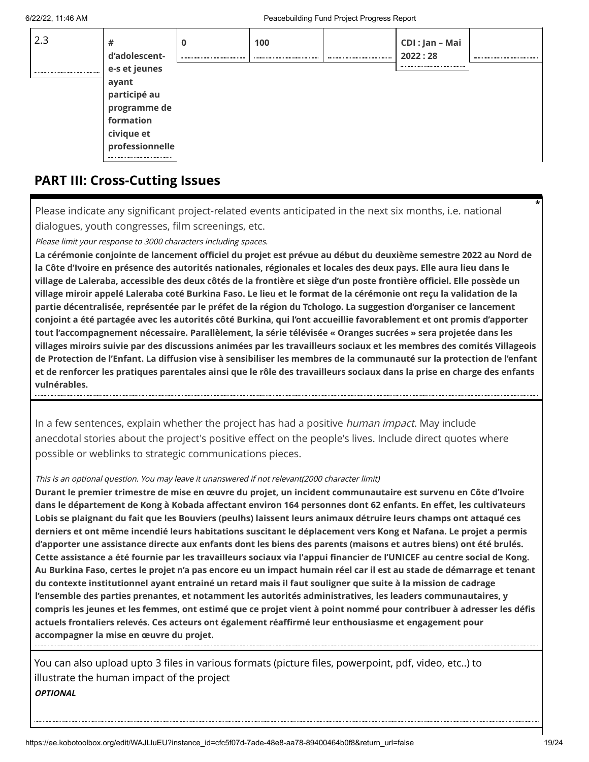| 2.3 | # d'adolescent-e-s et jeunes ayant participé au programme de formation civique et professionnelle | 0 | 100 | | CDI : Jan – Mai 2022 : 28 | |
|---|---|---|---|---|---|---|

## PART III: Cross-Cutting Issues

Please indicate any significant project-related events anticipated in the next six months, i.e. national dialogues, youth congresses, film screenings, etc. *

*Please limit your response to 3000 characters including spaces.*

**La cérémonie conjointe de lancement officiel du projet est prévue au début du deuxième semestre 2022 au Nord de la Côte d'Ivoire en présence des autorités nationales, régionales et locales des deux pays. Elle aura lieu dans le village de Laleraba, accessible des deux côtés de la frontière et siège d'un poste frontière officiel. Elle possède un village miroir appelé Laleraba coté Burkina Faso. Le lieu et le format de la cérémonie ont reçu la validation de la partie décentralisée, représentée par le préfet de la région du Tchologo. La suggestion d'organiser ce lancement conjoint a été partagée avec les autorités côté Burkina, qui l'ont accueillie favorablement et ont promis d'apporter tout l'accompagnement nécessaire. Parallèlement, la série télévisée « Oranges sucrées » sera projetée dans les villages miroirs suivie par des discussions animées par les travailleurs sociaux et les membres des comités Villageois de Protection de l'Enfant. La diffusion vise à sensibiliser les membres de la communauté sur la protection de l'enfant et de renforcer les pratiques parentales ainsi que le rôle des travailleurs sociaux dans la prise en charge des enfants vulnérables.**

In a few sentences, explain whether the project has had a positive *human impact*. May include anecdotal stories about the project's positive effect on the people's lives. Include direct quotes where possible or weblinks to strategic communications pieces.

*This is an optional question. You may leave it unanswered if not relevant(2000 character limit)*

**Durant le premier trimestre de mise en œuvre du projet, un incident communautaire est survenu en Côte d'Ivoire dans le département de Kong à Kobada affectant environ 164 personnes dont 62 enfants. En effet, les cultivateurs Lobis se plaignant du fait que les Bouviers (peulhs) laissent leurs animaux détruire leurs champs ont attaqué ces derniers et ont même incendié leurs habitations suscitant le déplacement vers Kong et Nafana. Le projet a permis d'apporter une assistance directe aux enfants dont les biens des parents (maisons et autres biens) ont été brulés. Cette assistance a été fournie par les travailleurs sociaux via l'appui financier de l'UNICEF au centre social de Kong. Au Burkina Faso, certes le projet n'a pas encore eu un impact humain réel car il est au stade de démarrage et tenant du contexte institutionnel ayant entrainé un retard mais il faut souligner que suite à la mission de cadrage l'ensemble des parties prenantes, et notamment les autorités administratives, les leaders communautaires, y compris les jeunes et les femmes, ont estimé que ce projet vient à point nommé pour contribuer à adresser les défis actuels frontaliers relevés. Ces acteurs ont également réaffirmé leur enthousiasme et engagement pour accompagner la mise en œuvre du projet.**

You can also upload upto 3 files in various formats (picture files, powerpoint, pdf, video, etc..) to illustrate the human impact of the project

***OPTIONAL***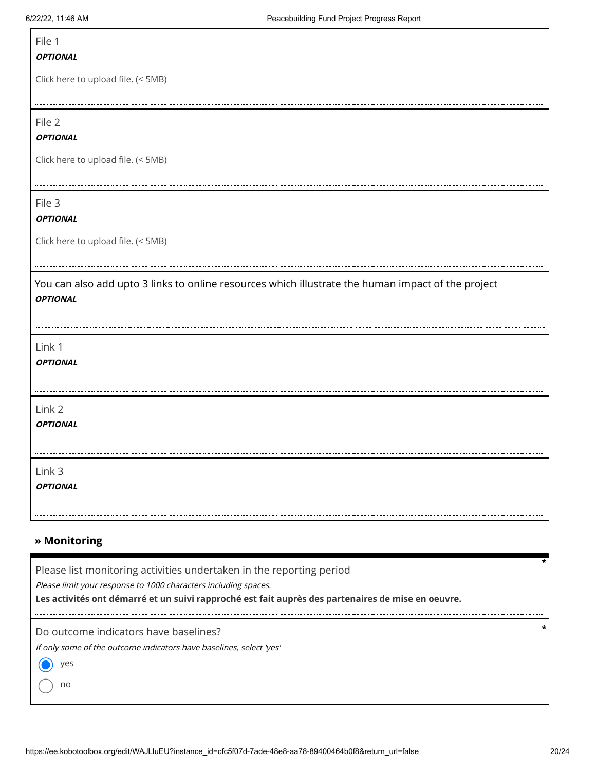File 1
***OPTIONAL***

Click here to upload file. (< 5MB)

File 2
***OPTIONAL***

Click here to upload file. (< 5MB)

File 3
***OPTIONAL***

Click here to upload file. (< 5MB)

You can also add upto 3 links to online resources which illustrate the human impact of the project
***OPTIONAL***

Link 1
***OPTIONAL***

Link 2
***OPTIONAL***

Link 3
***OPTIONAL***

## » Monitoring

Please list monitoring activities undertaken in the reporting period *
*Please limit your response to 1000 characters including spaces.*
**Les activités ont démarré et un suivi rapproché est fait auprès des partenaires de mise en oeuvre.**

Do outcome indicators have baselines? *
*If only some of the outcome indicators have baselines, select 'yes'*

- (x) yes
- ( ) no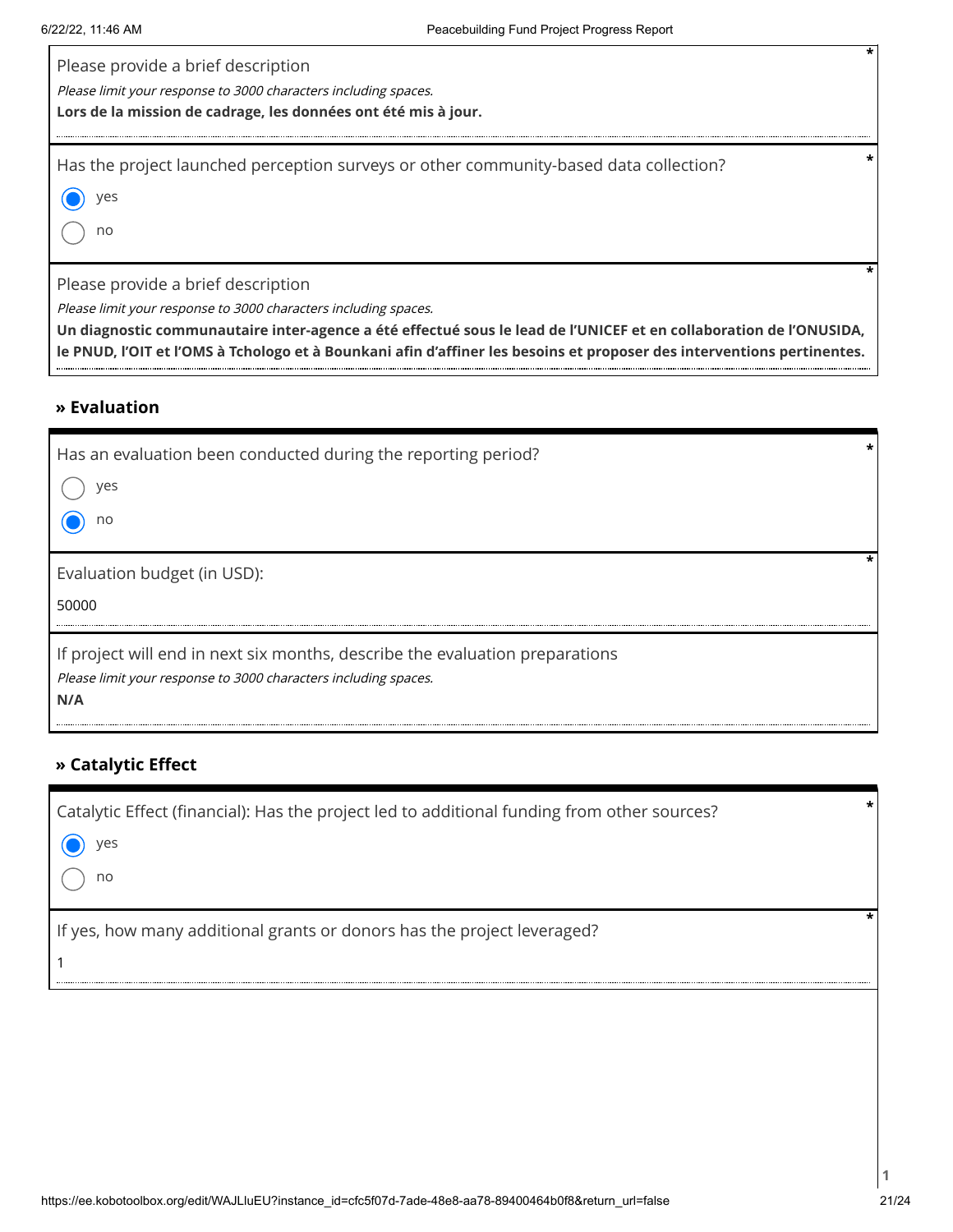Please provide a brief description *

*Please limit your response to 3000 characters including spaces.*

**Lors de la mission de cadrage, les données ont été mis à jour.**

Has the project launched perception surveys or other community-based data collection? *

- [x] yes
- [ ] no

Please provide a brief description *

*Please limit your response to 3000 characters including spaces.*

**Un diagnostic communautaire inter-agence a été effectué sous le lead de l'UNICEF et en collaboration de l'ONUSIDA, le PNUD, l'OIT et l'OMS à Tchologo et à Bounkani afin d'affiner les besoins et proposer des interventions pertinentes.**

## » Evaluation

Has an evaluation been conducted during the reporting period? *

- [ ] yes
- [x] no

Evaluation budget (in USD): *

50000

If project will end in next six months, describe the evaluation preparations

*Please limit your response to 3000 characters including spaces.*

**N/A**

## » Catalytic Effect

Catalytic Effect (financial): Has the project led to additional funding from other sources? *

- [x] yes
- [ ] no

If yes, how many additional grants or donors has the project leveraged? *

1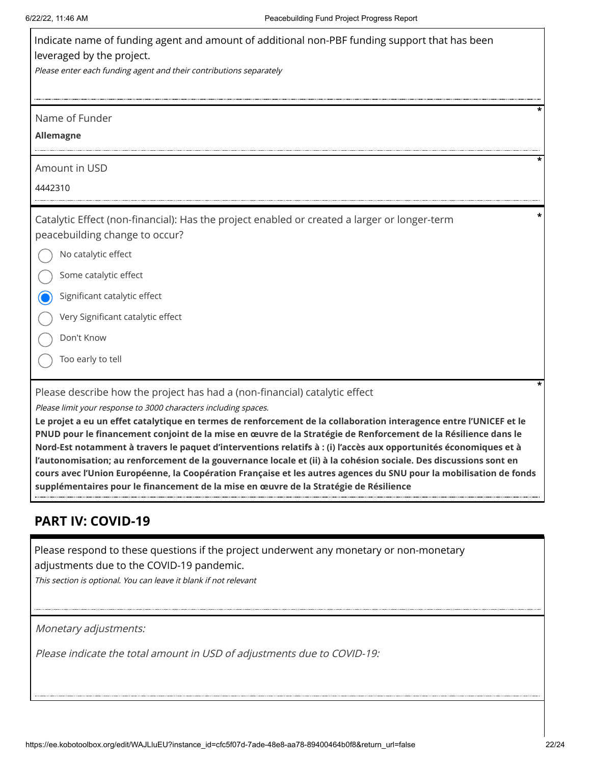Indicate name of funding agent and amount of additional non-PBF funding support that has been leveraged by the project.

*Please enter each funding agent and their contributions separately*

Name of Funder *

**Allemagne**

Amount in USD *

4442310

Catalytic Effect (non-financial): Has the project enabled or created a larger or longer-term peacebuilding change to occur? *

- ○ No catalytic effect
- ○ Some catalytic effect
- ◉ Significant catalytic effect
- ○ Very Significant catalytic effect
- ○ Don't Know
- ○ Too early to tell

Please describe how the project has had a (non-financial) catalytic effect *

*Please limit your response to 3000 characters including spaces.*

**Le projet a eu un effet catalytique en termes de renforcement de la collaboration interagence entre l'UNICEF et le PNUD pour le financement conjoint de la mise en œuvre de la Stratégie de Renforcement de la Résilience dans le Nord-Est notamment à travers le paquet d'interventions relatifs à : (i) l'accès aux opportunités économiques et à l'autonomisation; au renforcement de la gouvernance locale et (ii) à la cohésion sociale. Des discussions sont en cours avec l'Union Européenne, la Coopération Française et les autres agences du SNU pour la mobilisation de fonds supplémentaires pour le financement de la mise en œuvre de la Stratégie de Résilience**

## PART IV: COVID-19

Please respond to these questions if the project underwent any monetary or non-monetary adjustments due to the COVID-19 pandemic.

*This section is optional. You can leave it blank if not relevant*

*Monetary adjustments:*

*Please indicate the total amount in USD of adjustments due to COVID-19:*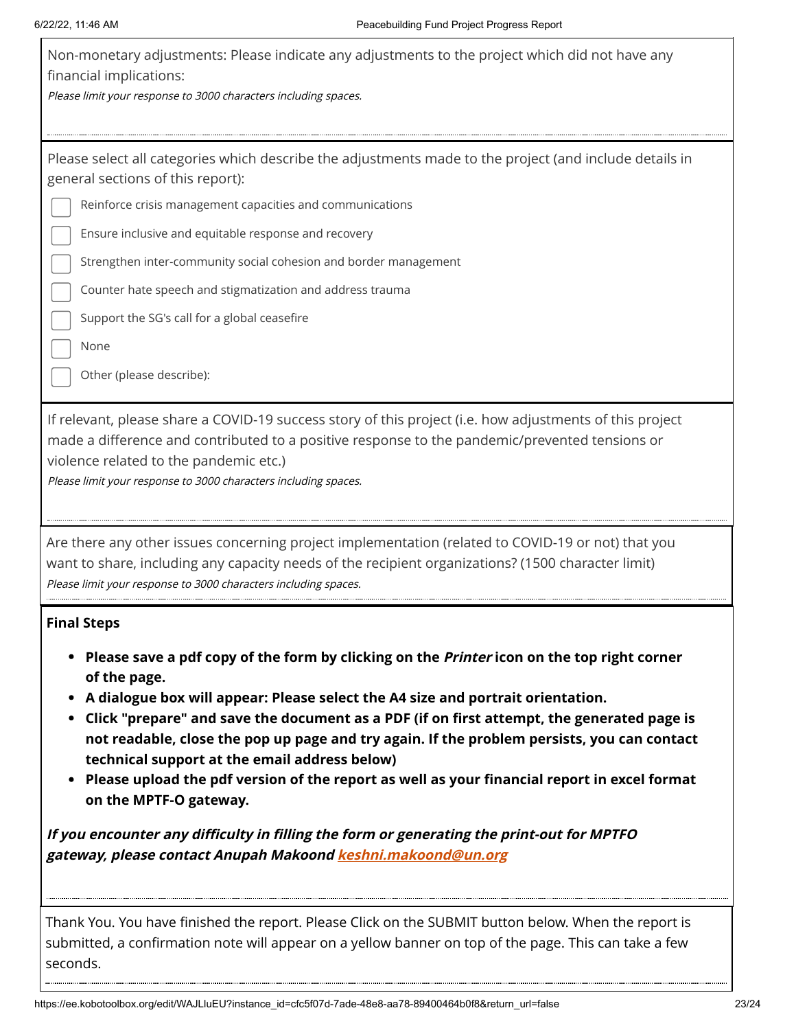Non-monetary adjustments: Please indicate any adjustments to the project which did not have any financial implications:

*Please limit your response to 3000 characters including spaces.*

Please select all categories which describe the adjustments made to the project (and include details in general sections of this report):

- [ ] Reinforce crisis management capacities and communications
- [ ] Ensure inclusive and equitable response and recovery
- [ ] Strengthen inter-community social cohesion and border management
- [ ] Counter hate speech and stigmatization and address trauma
- [ ] Support the SG's call for a global ceasefire
- [ ] None
- [ ] Other (please describe):

If relevant, please share a COVID-19 success story of this project (i.e. how adjustments of this project made a difference and contributed to a positive response to the pandemic/prevented tensions or violence related to the pandemic etc.)

*Please limit your response to 3000 characters including spaces.*

Are there any other issues concerning project implementation (related to COVID-19 or not) that you want to share, including any capacity needs of the recipient organizations? (1500 character limit)

*Please limit your response to 3000 characters including spaces.*

**Final Steps**

- **Please save a pdf copy of the form by clicking on the *Printer* icon on the top right corner of the page.**
- **A dialogue box will appear: Please select the A4 size and portrait orientation.**
- **Click "prepare" and save the document as a PDF (if on first attempt, the generated page is not readable, close the pop up page and try again. If the problem persists, you can contact technical support at the email address below)**
- **Please upload the pdf version of the report as well as your financial report in excel format on the MPTF-O gateway.**

***If you encounter any difficulty in filling the form or generating the print-out for MPTFO gateway, please contact Anupah Makoond [keshni.makoond@un.org](mailto:keshni.makoond@un.org)***

Thank You. You have finished the report. Please Click on the SUBMIT button below. When the report is submitted, a confirmation note will appear on a yellow banner on top of the page. This can take a few seconds.